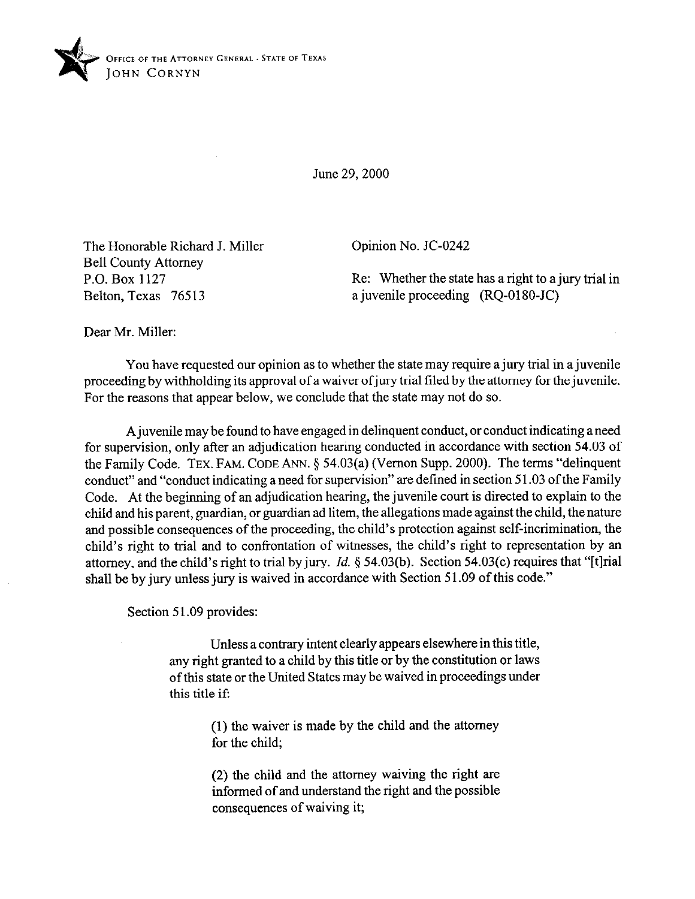OFFICE OF THE ATTORNEY GENERAL · STATE OF TEXAS
JOHN CORNYN

June 29, 2000

The Honorable Richard J. Miller
Bell County Attorney
P.O. Box 1127
Belton, Texas 76513

Opinion No. JC-0242

Re: Whether the state has a right to a jury trial in a juvenile proceeding (RQ-0180-JC)

Dear Mr. Miller:

You have requested our opinion as to whether the state may require a jury trial in a juvenile proceeding by withholding its approval of a waiver of jury trial filed by the attorney for the juvenile. For the reasons that appear below, we conclude that the state may not do so.

A juvenile may be found to have engaged in delinquent conduct, or conduct indicating a need for supervision, only after an adjudication hearing conducted in accordance with section 54.03 of the Family Code. TEX. FAM. CODE ANN. § 54.03(a) (Vernon Supp. 2000). The terms "delinquent conduct" and "conduct indicating a need for supervision" are defined in section 51.03 of the Family Code. At the beginning of an adjudication hearing, the juvenile court is directed to explain to the child and his parent, guardian, or guardian ad litem, the allegations made against the child, the nature and possible consequences of the proceeding, the child's protection against self-incrimination, the child's right to trial and to confrontation of witnesses, the child's right to representation by an attorney, and the child's right to trial by jury. *Id.* § 54.03(b). Section 54.03(c) requires that "[t]rial shall be by jury unless jury is waived in accordance with Section 51.09 of this code."

Section 51.09 provides:

> Unless a contrary intent clearly appears elsewhere in this title, any right granted to a child by this title or by the constitution or laws of this state or the United States may be waived in proceedings under this title if:
>
> (1) the waiver is made by the child and the attorney for the child;
>
> (2) the child and the attorney waiving the right are informed of and understand the right and the possible consequences of waiving it;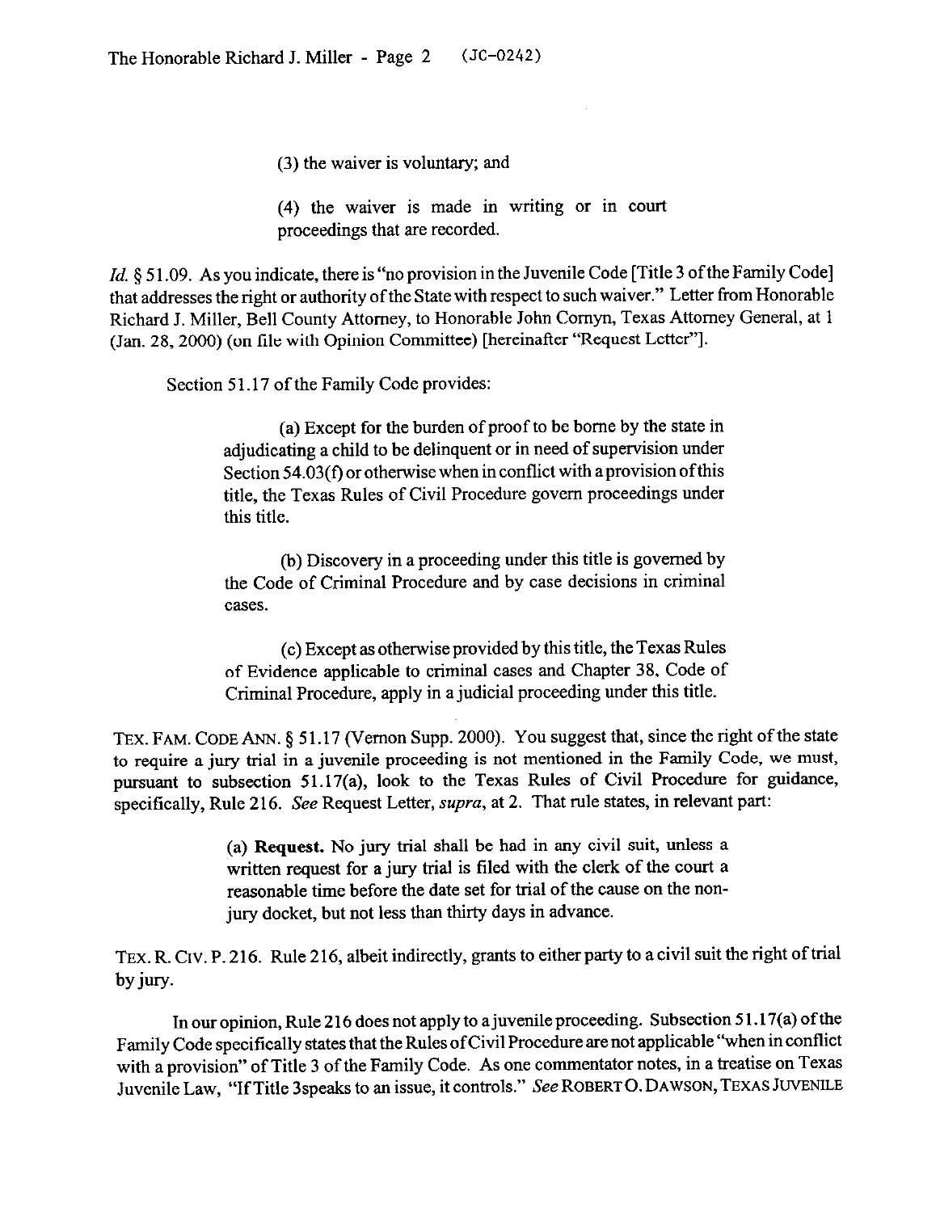(3) the waiver is voluntary; and

(4) the waiver is made in writing or in court proceedings that are recorded.

*Id.* § 51.09. As you indicate, there is "no provision in the Juvenile Code [Title 3 of the Family Code] that addresses the right or authority of the State with respect to such waiver." Letter from Honorable Richard J. Miller, Bell County Attorney, to Honorable John Cornyn, Texas Attorney General, at 1 (Jan. 28, 2000) (on file with Opinion Committee) [hereinafter "Request Letter"].

Section 51.17 of the Family Code provides:

> (a) Except for the burden of proof to be borne by the state in adjudicating a child to be delinquent or in need of supervision under Section 54.03(f) or otherwise when in conflict with a provision of this title, the Texas Rules of Civil Procedure govern proceedings under this title.
>
> (b) Discovery in a proceeding under this title is governed by the Code of Criminal Procedure and by case decisions in criminal cases.
>
> (c) Except as otherwise provided by this title, the Texas Rules of Evidence applicable to criminal cases and Chapter 38, Code of Criminal Procedure, apply in a judicial proceeding under this title.

TEX. FAM. CODE ANN. § 51.17 (Vernon Supp. 2000). You suggest that, since the right of the state to require a jury trial in a juvenile proceeding is not mentioned in the Family Code, we must, pursuant to subsection 51.17(a), look to the Texas Rules of Civil Procedure for guidance, specifically, Rule 216. *See* Request Letter, *supra*, at 2. That rule states, in relevant part:

> (a) **Request.** No jury trial shall be had in any civil suit, unless a written request for a jury trial is filed with the clerk of the court a reasonable time before the date set for trial of the cause on the non-jury docket, but not less than thirty days in advance.

TEX. R. CIV. P. 216. Rule 216, albeit indirectly, grants to either party to a civil suit the right of trial by jury.

In our opinion, Rule 216 does not apply to a juvenile proceeding. Subsection 51.17(a) of the Family Code specifically states that the Rules of Civil Procedure are not applicable "when in conflict with a provision" of Title 3 of the Family Code. As one commentator notes, in a treatise on Texas Juvenile Law, "If Title 3speaks to an issue, it controls." *See* ROBERT O. DAWSON, TEXAS JUVENILE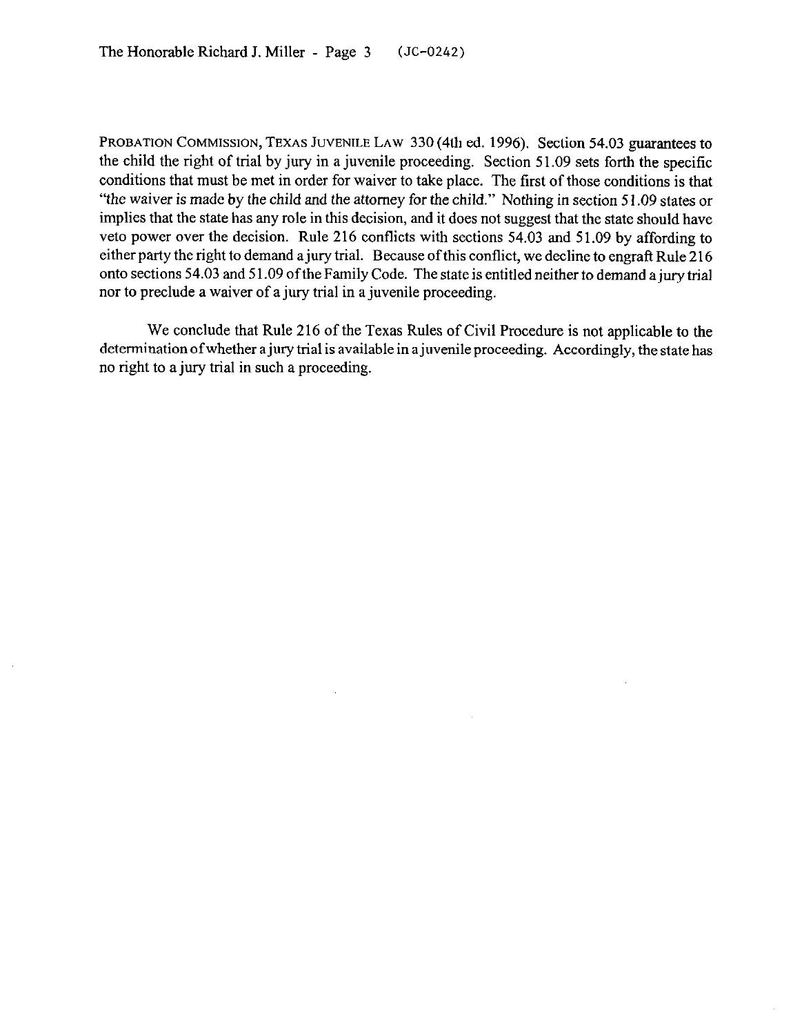PROBATION COMMISSION, TEXAS JUVENILE LAW 330 (4th ed. 1996). Section 54.03 guarantees to the child the right of trial by jury in a juvenile proceeding. Section 51.09 sets forth the specific conditions that must be met in order for waiver to take place. The first of those conditions is that "the waiver is made by the child and the attorney for the child." Nothing in section 51.09 states or implies that the state has any role in this decision, and it does not suggest that the state should have veto power over the decision. Rule 216 conflicts with sections 54.03 and 51.09 by affording to either party the right to demand a jury trial. Because of this conflict, we decline to engraft Rule 216 onto sections 54.03 and 51.09 of the Family Code. The state is entitled neither to demand a jury trial nor to preclude a waiver of a jury trial in a juvenile proceeding.

We conclude that Rule 216 of the Texas Rules of Civil Procedure is not applicable to the determination of whether a jury trial is available in a juvenile proceeding. Accordingly, the state has no right to a jury trial in such a proceeding.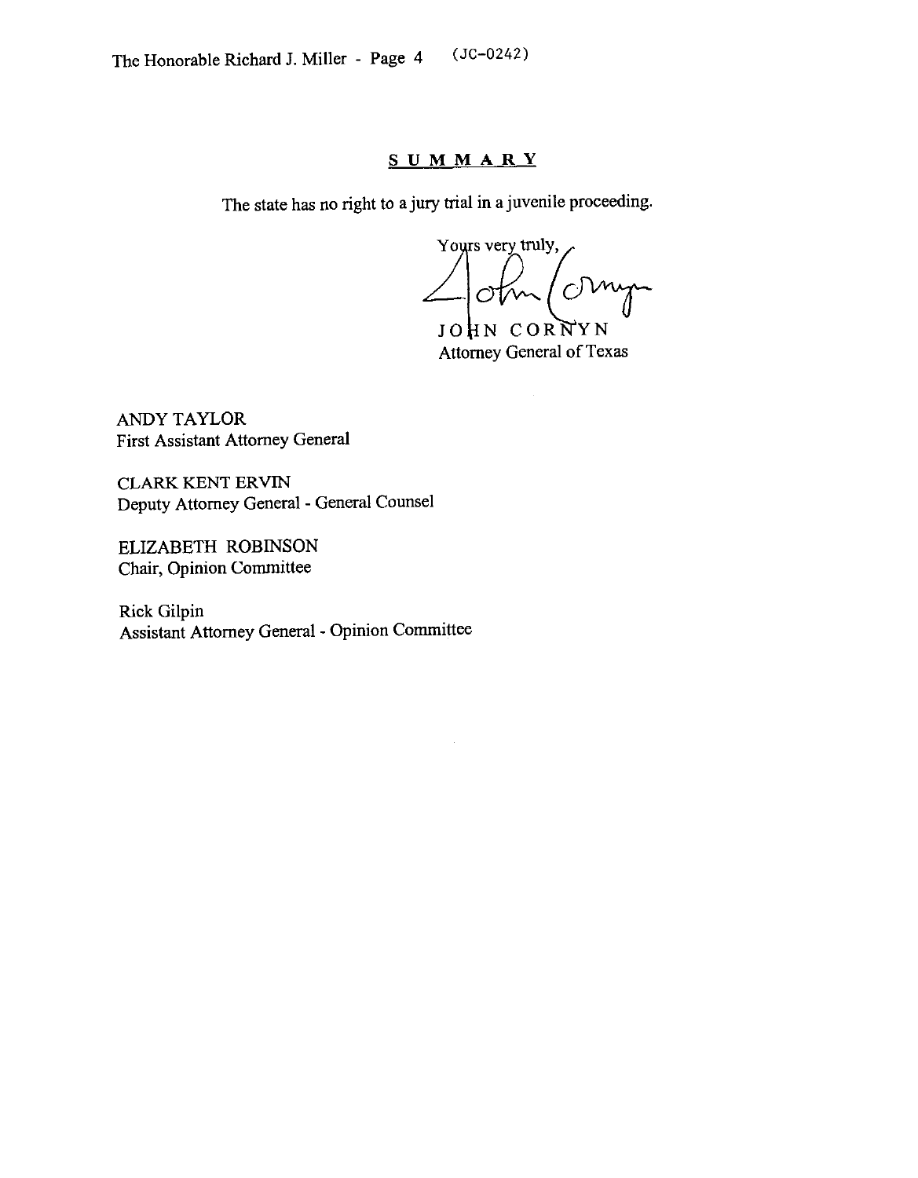## SUMMARY

The state has no right to a jury trial in a juvenile proceeding.

Yours very truly,

JOHN CORNYN
Attorney General of Texas

ANDY TAYLOR
First Assistant Attorney General

CLARK KENT ERVIN
Deputy Attorney General - General Counsel

ELIZABETH ROBINSON
Chair, Opinion Committee

Rick Gilpin
Assistant Attorney General - Opinion Committee